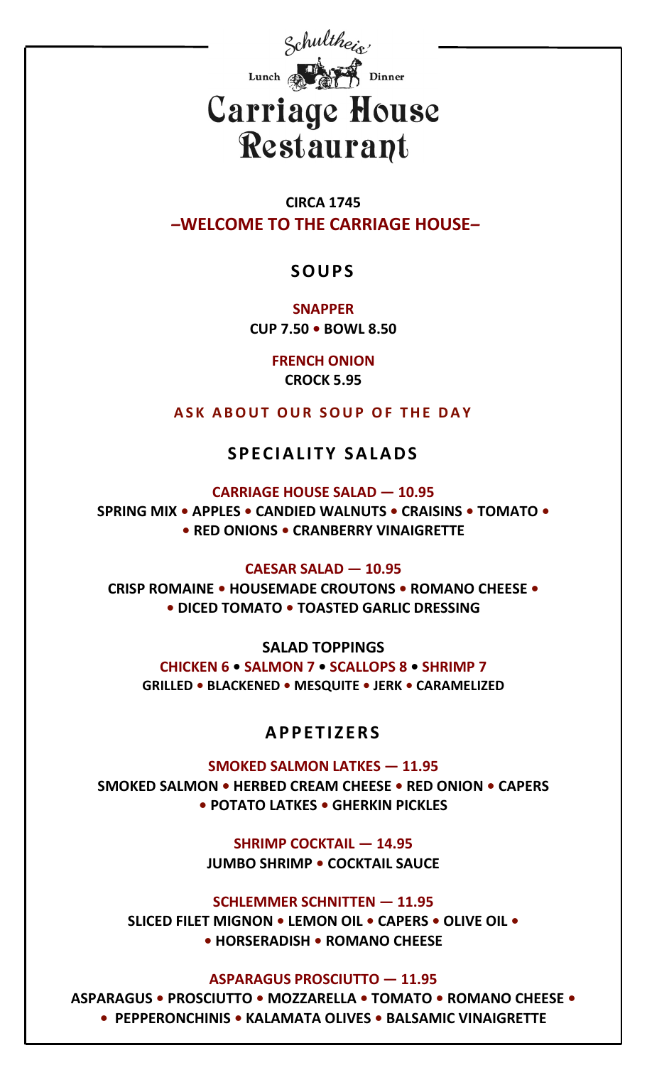Schultheis'

Lunch Dinner

# Carriage House Restaurant

**CIRCA 1745**

**–WELCOME TO THE CARRIAGE HOUSE–**

## SOUPS

**SNAPPER**

**CUP 7.50 • BOWL 8.50**

**FRENCH ONION**

**CROCK 5.95**

**ASK ABOUT OUR SOUP OF THE DAY**

## SPECIALITY SALADS

**CARRIAGE HOUSE SALAD — 10.95**

**SPRING MIX • APPLES • CANDIED WALNUTS • CRAISINS • TOMATO • • RED ONIONS • CRANBERRY VINAIGRETTE**

**CAESAR SALAD — 10.95**

**CRISP ROMAINE • HOUSEMADE CROUTONS • ROMANO CHEESE • • DICED TOMATO • TOASTED GARLIC DRESSING**

**SALAD TOPPINGS**

**CHICKEN 6 • SALMON 7 • SCALLOPS 8 • SHRIMP 7**

**GRILLED • BLACKENED • MESQUITE • JERK • CARAMELIZED**

## APPETIZERS

**SMOKED SALMON LATKES — 11.95**

**SMOKED SALMON • HERBED CREAM CHEESE • RED ONION • CAPERS • POTATO LATKES • GHERKIN PICKLES**

**SHRIMP COCKTAIL — 14.95**

**JUMBO SHRIMP • COCKTAIL SAUCE**

**SCHLEMMER SCHNITTEN — 11.95**

**SLICED FILET MIGNON • LEMON OIL • CAPERS • OLIVE OIL • • HORSERADISH • ROMANO CHEESE**

**ASPARAGUS PROSCIUTTO — 11.95**

**ASPARAGUS • PROSCIUTTO • MOZZARELLA • TOMATO • ROMANO CHEESE • • PEPPERONCHINIS • KALAMATA OLIVES • BALSAMIC VINAIGRETTE**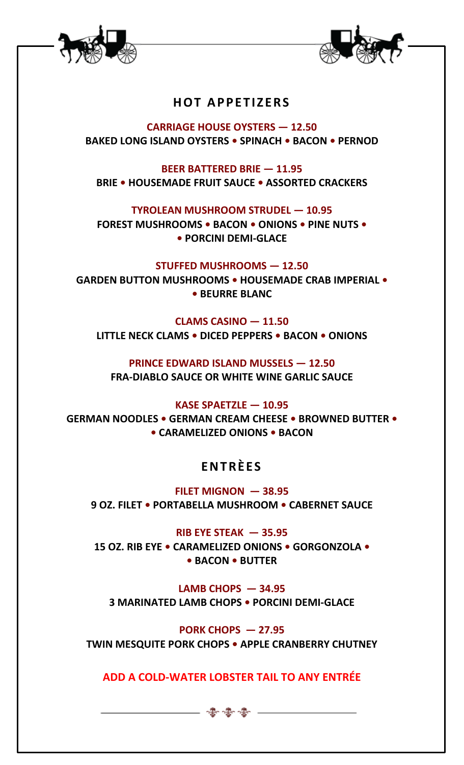## HOT APPETIZERS

**CARRIAGE HOUSE OYSTERS — 12.50**
BAKED LONG ISLAND OYSTERS • SPINACH • BACON • PERNOD

**BEER BATTERED BRIE — 11.95**
BRIE • HOUSEMADE FRUIT SAUCE • ASSORTED CRACKERS

**TYROLEAN MUSHROOM STRUDEL — 10.95**
FOREST MUSHROOMS • BACON • ONIONS • PINE NUTS •
• PORCINI DEMI-GLACE

**STUFFED MUSHROOMS — 12.50**
GARDEN BUTTON MUSHROOMS • HOUSEMADE CRAB IMPERIAL •
• BEURRE BLANC

**CLAMS CASINO — 11.50**
LITTLE NECK CLAMS • DICED PEPPERS • BACON • ONIONS

**PRINCE EDWARD ISLAND MUSSELS — 12.50**
FRA-DIABLO SAUCE OR WHITE WINE GARLIC SAUCE

**KASE SPAETZLE — 10.95**
GERMAN NOODLES • GERMAN CREAM CHEESE • BROWNED BUTTER •
• CARAMELIZED ONIONS • BACON

## ENTRÈES

**FILET MIGNON — 38.95**
9 OZ. FILET • PORTABELLA MUSHROOM • CABERNET SAUCE

**RIB EYE STEAK — 35.95**
15 OZ. RIB EYE • CARAMELIZED ONIONS • GORGONZOLA •
• BACON • BUTTER

**LAMB CHOPS — 34.95**
3 MARINATED LAMB CHOPS • PORCINI DEMI-GLACE

**PORK CHOPS — 27.95**
TWIN MESQUITE PORK CHOPS • APPLE CRANBERRY CHUTNEY

**ADD A COLD-WATER LOBSTER TAIL TO ANY ENTRÉE**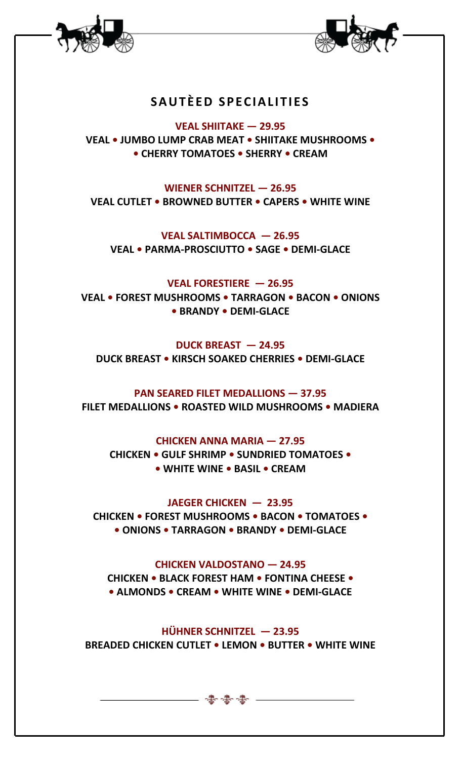## SAUTÈED SPECIALITIES

**VEAL SHIITAKE — 29.95**
**VEAL • JUMBO LUMP CRAB MEAT • SHIITAKE MUSHROOMS •**
**• CHERRY TOMATOES • SHERRY • CREAM**

**WIENER SCHNITZEL — 26.95**
**VEAL CUTLET • BROWNED BUTTER • CAPERS • WHITE WINE**

**VEAL SALTIMBOCCA — 26.95**
**VEAL • PARMA-PROSCIUTTO • SAGE • DEMI-GLACE**

**VEAL FORESTIERE — 26.95**
**VEAL • FOREST MUSHROOMS • TARRAGON • BACON • ONIONS**
**• BRANDY • DEMI-GLACE**

**DUCK BREAST — 24.95**
**DUCK BREAST • KIRSCH SOAKED CHERRIES • DEMI-GLACE**

**PAN SEARED FILET MEDALLIONS — 37.95**
**FILET MEDALLIONS • ROASTED WILD MUSHROOMS • MADIERA**

**CHICKEN ANNA MARIA — 27.95**
**CHICKEN • GULF SHRIMP • SUNDRIED TOMATOES •**
**• WHITE WINE • BASIL • CREAM**

**JAEGER CHICKEN — 23.95**
**CHICKEN • FOREST MUSHROOMS • BACON • TOMATOES •**
**• ONIONS • TARRAGON • BRANDY • DEMI-GLACE**

**CHICKEN VALDOSTANO — 24.95**
**CHICKEN • BLACK FOREST HAM • FONTINA CHEESE •**
**• ALMONDS • CREAM • WHITE WINE • DEMI-GLACE**

**HÜHNER SCHNITZEL — 23.95**
**BREADED CHICKEN CUTLET • LEMON • BUTTER • WHITE WINE**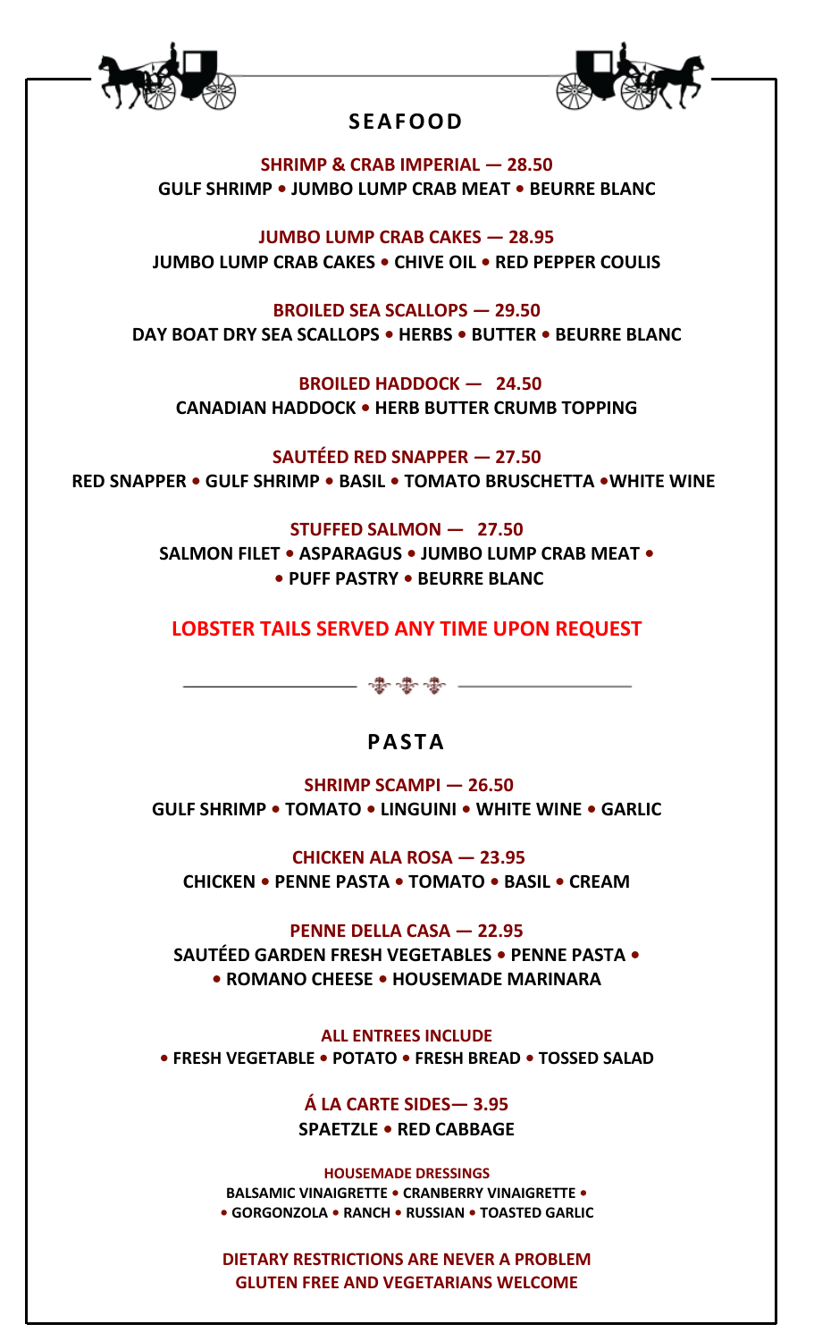## SEAFOOD

**SHRIMP & CRAB IMPERIAL — 28.50**
**GULF SHRIMP • JUMBO LUMP CRAB MEAT • BEURRE BLANC**

**JUMBO LUMP CRAB CAKES — 28.95**
**JUMBO LUMP CRAB CAKES • CHIVE OIL • RED PEPPER COULIS**

**BROILED SEA SCALLOPS — 29.50**
**DAY BOAT DRY SEA SCALLOPS • HERBS • BUTTER • BEURRE BLANC**

**BROILED HADDOCK — 24.50**
**CANADIAN HADDOCK • HERB BUTTER CRUMB TOPPING**

**SAUTÉED RED SNAPPER — 27.50**
**RED SNAPPER • GULF SHRIMP • BASIL • TOMATO BRUSCHETTA •WHITE WINE**

**STUFFED SALMON — 27.50**
**SALMON FILET • ASPARAGUS • JUMBO LUMP CRAB MEAT •**
**• PUFF PASTRY • BEURRE BLANC**

**LOBSTER TAILS SERVED ANY TIME UPON REQUEST**

## PASTA

**SHRIMP SCAMPI — 26.50**
**GULF SHRIMP • TOMATO • LINGUINI • WHITE WINE • GARLIC**

**CHICKEN ALA ROSA — 23.95**
**CHICKEN • PENNE PASTA • TOMATO • BASIL • CREAM**

**PENNE DELLA CASA — 22.95**
**SAUTÉED GARDEN FRESH VEGETABLES • PENNE PASTA •**
**• ROMANO CHEESE • HOUSEMADE MARINARA**

**ALL ENTREES INCLUDE**
**• FRESH VEGETABLE • POTATO • FRESH BREAD • TOSSED SALAD**

**Á LA CARTE SIDES— 3.95**
**SPAETZLE • RED CABBAGE**

**HOUSEMADE DRESSINGS**
**BALSAMIC VINAIGRETTE • CRANBERRY VINAIGRETTE •**
**• GORGONZOLA • RANCH • RUSSIAN • TOASTED GARLIC**

**DIETARY RESTRICTIONS ARE NEVER A PROBLEM**
**GLUTEN FREE AND VEGETARIANS WELCOME**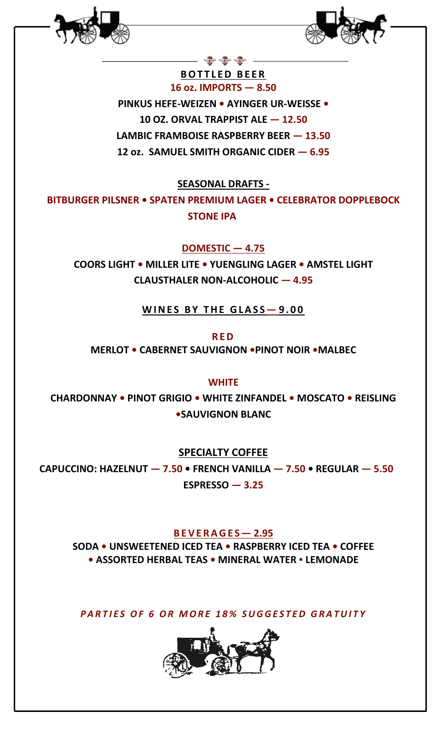## BOTTLED BEER

**16 oz. IMPORTS — 8.50**

**PINKUS HEFE-WEIZEN • AYINGER UR-WEISSE •**

**10 OZ. ORVAL TRAPPIST ALE — 12.50**

**LAMBIC FRAMBOISE RASPBERRY BEER — 13.50**

**12 oz. SAMUEL SMITH ORGANIC CIDER — 6.95**

## SEASONAL DRAFTS -

**BITBURGER PILSNER • SPATEN PREMIUM LAGER • CELEBRATOR DOPPLEBOCK**

**STONE IPA**

## DOMESTIC — 4.75

**COORS LIGHT • MILLER LITE • YUENGLING LAGER • AMSTEL LIGHT**

**CLAUSTHALER NON-ALCOHOLIC — 4.95**

## WINES BY THE GLASS— 9.00

### RED

**MERLOT • CABERNET SAUVIGNON •PINOT NOIR •MALBEC**

### WHITE

**CHARDONNAY • PINOT GRIGIO • WHITE ZINFANDEL • MOSCATO • REISLING •SAUVIGNON BLANC**

## SPECIALTY COFFEE

**CAPUCCINO: HAZELNUT — 7.50 • FRENCH VANILLA — 7.50 • REGULAR — 5.50**

**ESPRESSO — 3.25**

## BEVERAGES— 2.95

**SODA • UNSWEETENED ICED TEA • RASPBERRY ICED TEA • COFFEE • ASSORTED HERBAL TEAS • MINERAL WATER • LEMONADE**

***PARTIES OF 6 OR MORE 18% SUGGESTED GRATUITY***